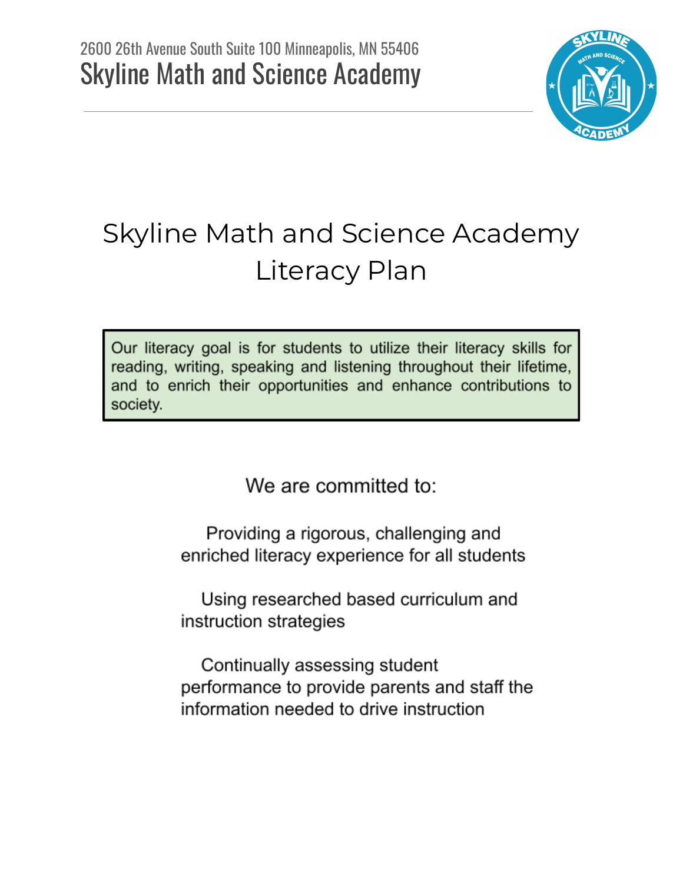2600 26th Avenue South Suite 100 Minneapolis, MN 55406

Skyline Math and Science Academy

# Skyline Math and Science Academy Literacy Plan

Our literacy goal is for students to utilize their literacy skills for reading, writing, speaking and listening throughout their lifetime, and to enrich their opportunities and enhance contributions to society.

We are committed to:

Providing a rigorous, challenging and enriched literacy experience for all students

Using researched based curriculum and instruction strategies

Continually assessing student performance to provide parents and staff the information needed to drive instruction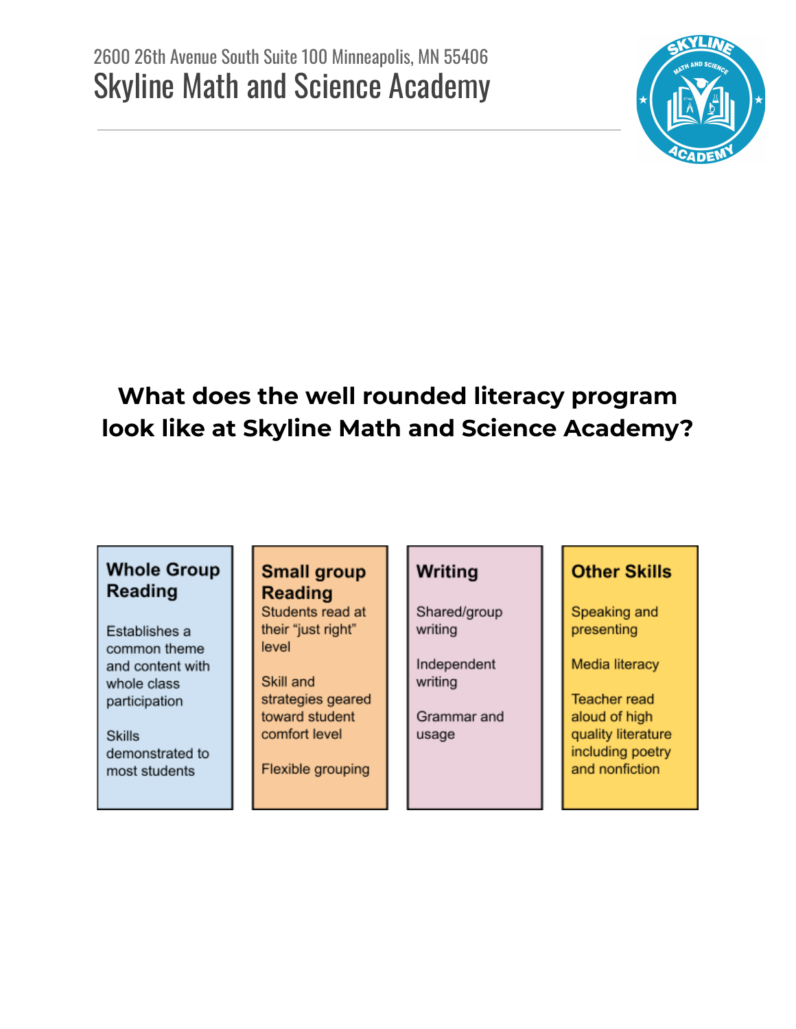2600 26th Avenue South Suite 100 Minneapolis, MN 55406

# Skyline Math and Science Academy

## What does the well rounded literacy program look like at Skyline Math and Science Academy?

| Whole Group Reading | Small group Reading | Writing | Other Skills |
| --- | --- | --- | --- |
| Establishes a common theme and content with whole class participation | Students read at their "just right" level | Shared/group writing | Speaking and presenting |
| Skills demonstrated to most students | Skill and strategies geared toward student comfort level | Independent writing | Media literacy |
| | Flexible grouping | Grammar and usage | Teacher read aloud of high quality literature including poetry and nonfiction |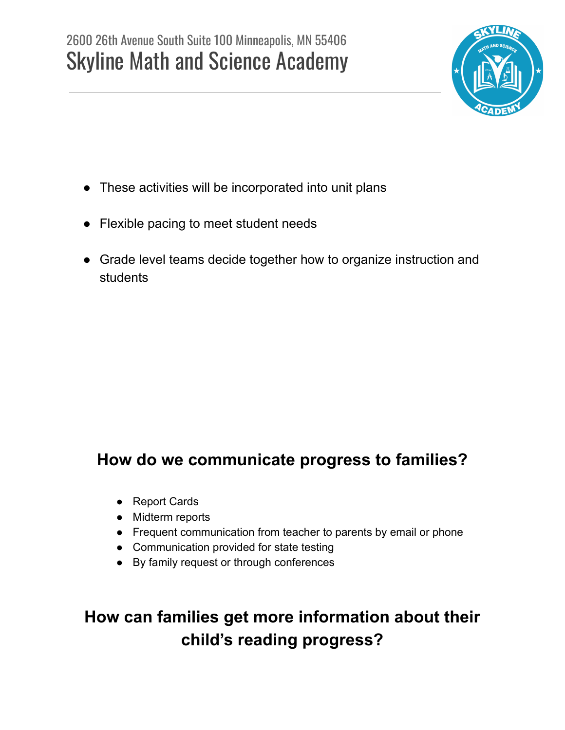- These activities will be incorporated into unit plans
- Flexible pacing to meet student needs
- Grade level teams decide together how to organize instruction and students

## How do we communicate progress to families?

- Report Cards
- Midterm reports
- Frequent communication from teacher to parents by email or phone
- Communication provided for state testing
- By family request or through conferences

## How can families get more information about their child's reading progress?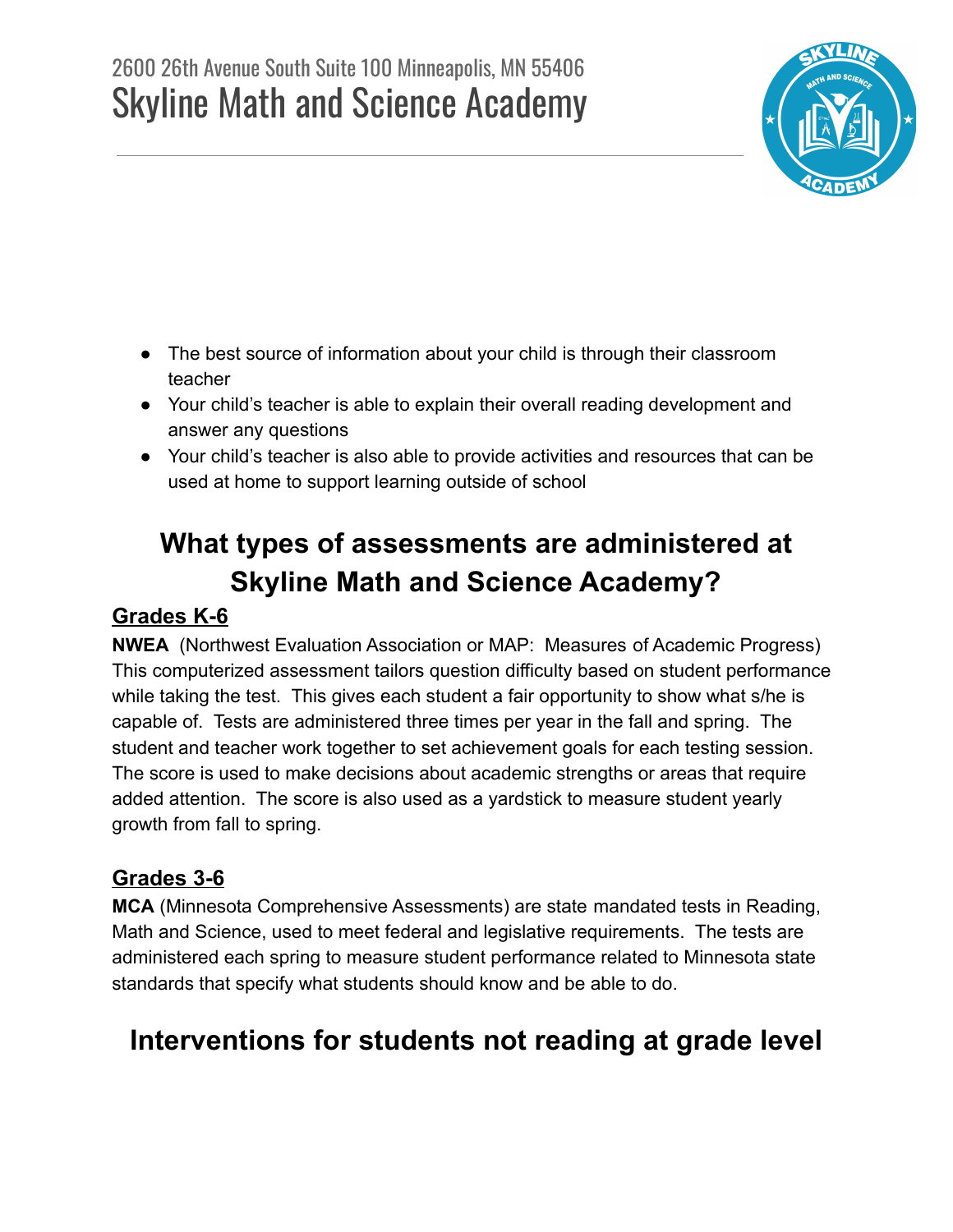- The best source of information about your child is through their classroom teacher
- Your child's teacher is able to explain their overall reading development and answer any questions
- Your child's teacher is also able to provide activities and resources that can be used at home to support learning outside of school

## What types of assessments are administered at Skyline Math and Science Academy?

### Grades K-6

**NWEA** (Northwest Evaluation Association or MAP: Measures of Academic Progress) This computerized assessment tailors question difficulty based on student performance while taking the test. This gives each student a fair opportunity to show what s/he is capable of. Tests are administered three times per year in the fall and spring. The student and teacher work together to set achievement goals for each testing session. The score is used to make decisions about academic strengths or areas that require added attention. The score is also used as a yardstick to measure student yearly growth from fall to spring.

### Grades 3-6

**MCA** (Minnesota Comprehensive Assessments) are state mandated tests in Reading, Math and Science, used to meet federal and legislative requirements. The tests are administered each spring to measure student performance related to Minnesota state standards that specify what students should know and be able to do.

## Interventions for students not reading at grade level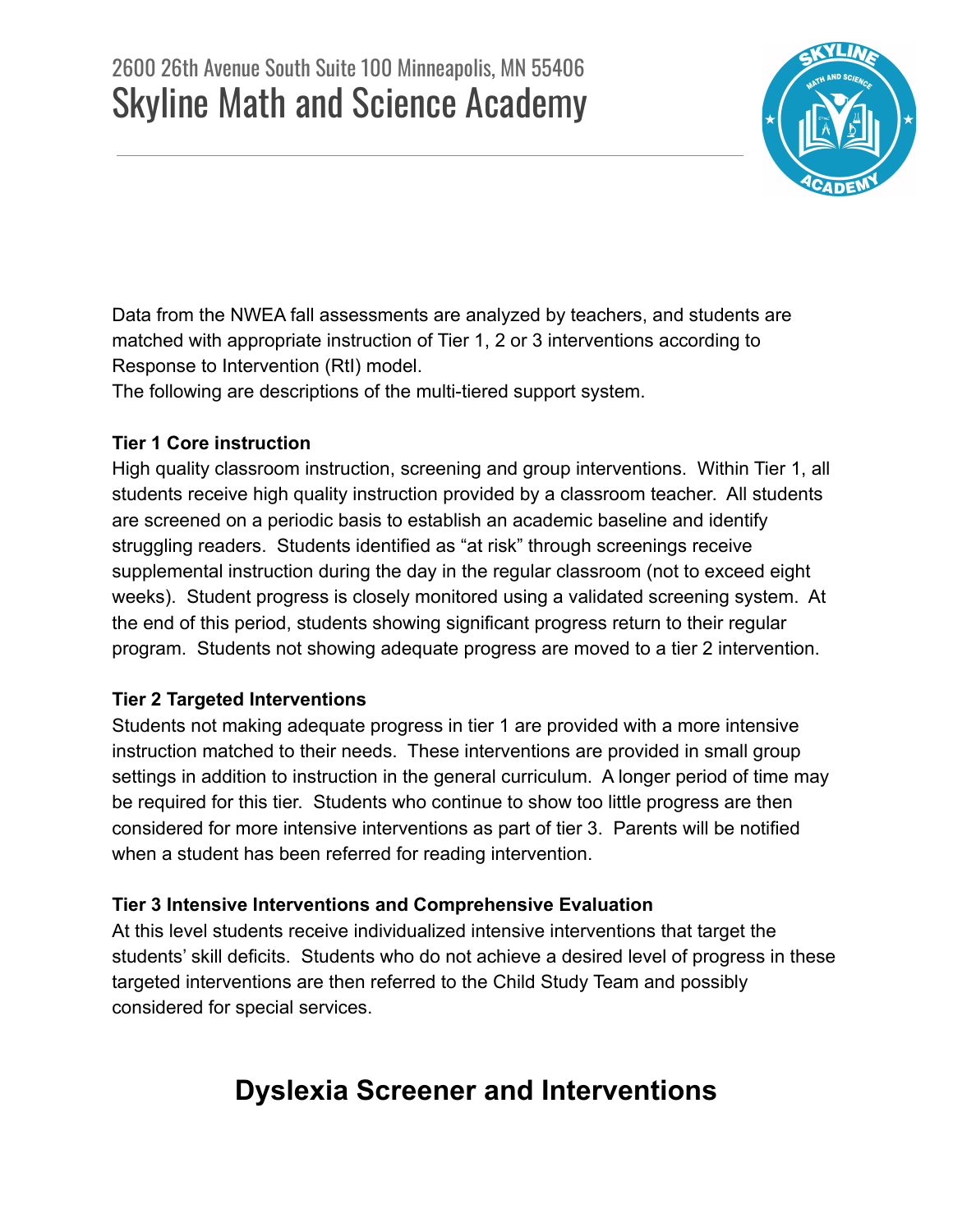Data from the NWEA fall assessments are analyzed by teachers, and students are matched with appropriate instruction of Tier 1, 2 or 3 interventions according to Response to Intervention (RtI) model.
The following are descriptions of the multi-tiered support system.

**Tier 1 Core instruction**
High quality classroom instruction, screening and group interventions. Within Tier 1, all students receive high quality instruction provided by a classroom teacher. All students are screened on a periodic basis to establish an academic baseline and identify struggling readers. Students identified as "at risk" through screenings receive supplemental instruction during the day in the regular classroom (not to exceed eight weeks). Student progress is closely monitored using a validated screening system. At the end of this period, students showing significant progress return to their regular program. Students not showing adequate progress are moved to a tier 2 intervention.

**Tier 2 Targeted Interventions**
Students not making adequate progress in tier 1 are provided with a more intensive instruction matched to their needs. These interventions are provided in small group settings in addition to instruction in the general curriculum. A longer period of time may be required for this tier. Students who continue to show too little progress are then considered for more intensive interventions as part of tier 3. Parents will be notified when a student has been referred for reading intervention.

**Tier 3 Intensive Interventions and Comprehensive Evaluation**
At this level students receive individualized intensive interventions that target the students' skill deficits. Students who do not achieve a desired level of progress in these targeted interventions are then referred to the Child Study Team and possibly considered for special services.

## Dyslexia Screener and Interventions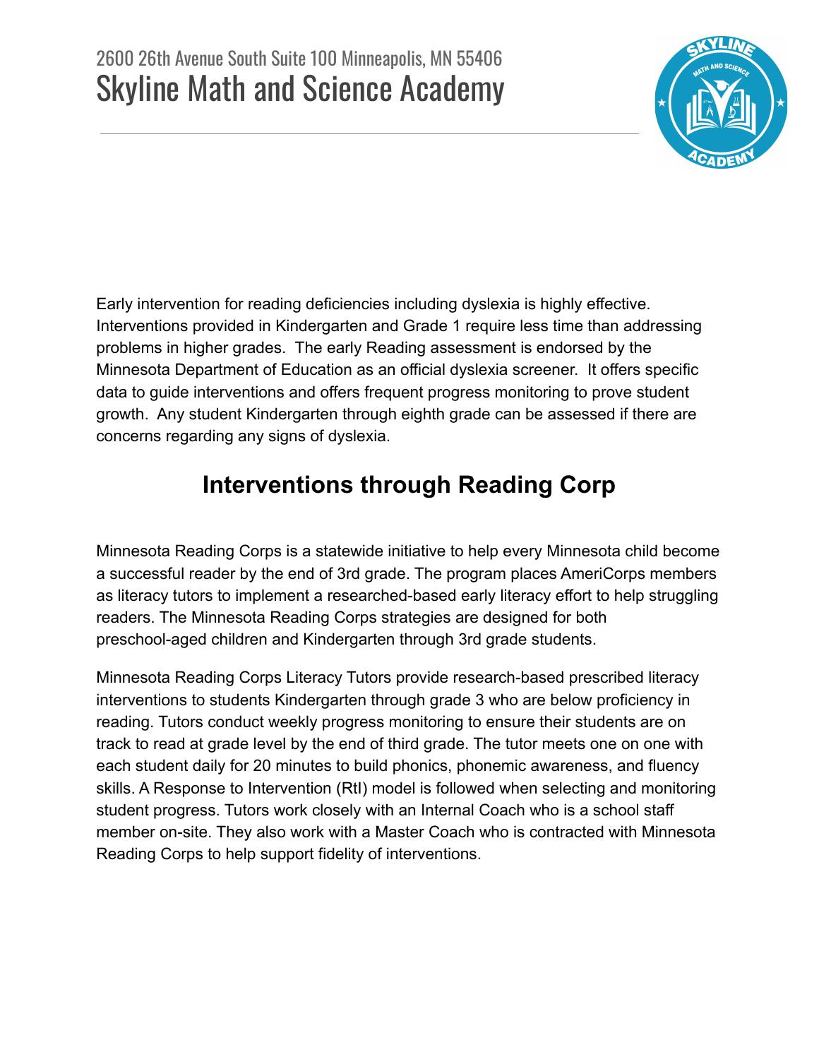2600 26th Avenue South Suite 100 Minneapolis, MN 55406

# Skyline Math and Science Academy

Early intervention for reading deficiencies including dyslexia is highly effective. Interventions provided in Kindergarten and Grade 1 require less time than addressing problems in higher grades. The early Reading assessment is endorsed by the Minnesota Department of Education as an official dyslexia screener. It offers specific data to guide interventions and offers frequent progress monitoring to prove student growth. Any student Kindergarten through eighth grade can be assessed if there are concerns regarding any signs of dyslexia.

## Interventions through Reading Corp

Minnesota Reading Corps is a statewide initiative to help every Minnesota child become a successful reader by the end of 3rd grade. The program places AmeriCorps members as literacy tutors to implement a researched-based early literacy effort to help struggling readers. The Minnesota Reading Corps strategies are designed for both preschool-aged children and Kindergarten through 3rd grade students.

Minnesota Reading Corps Literacy Tutors provide research-based prescribed literacy interventions to students Kindergarten through grade 3 who are below proficiency in reading. Tutors conduct weekly progress monitoring to ensure their students are on track to read at grade level by the end of third grade. The tutor meets one on one with each student daily for 20 minutes to build phonics, phonemic awareness, and fluency skills. A Response to Intervention (RtI) model is followed when selecting and monitoring student progress. Tutors work closely with an Internal Coach who is a school staff member on-site. They also work with a Master Coach who is contracted with Minnesota Reading Corps to help support fidelity of interventions.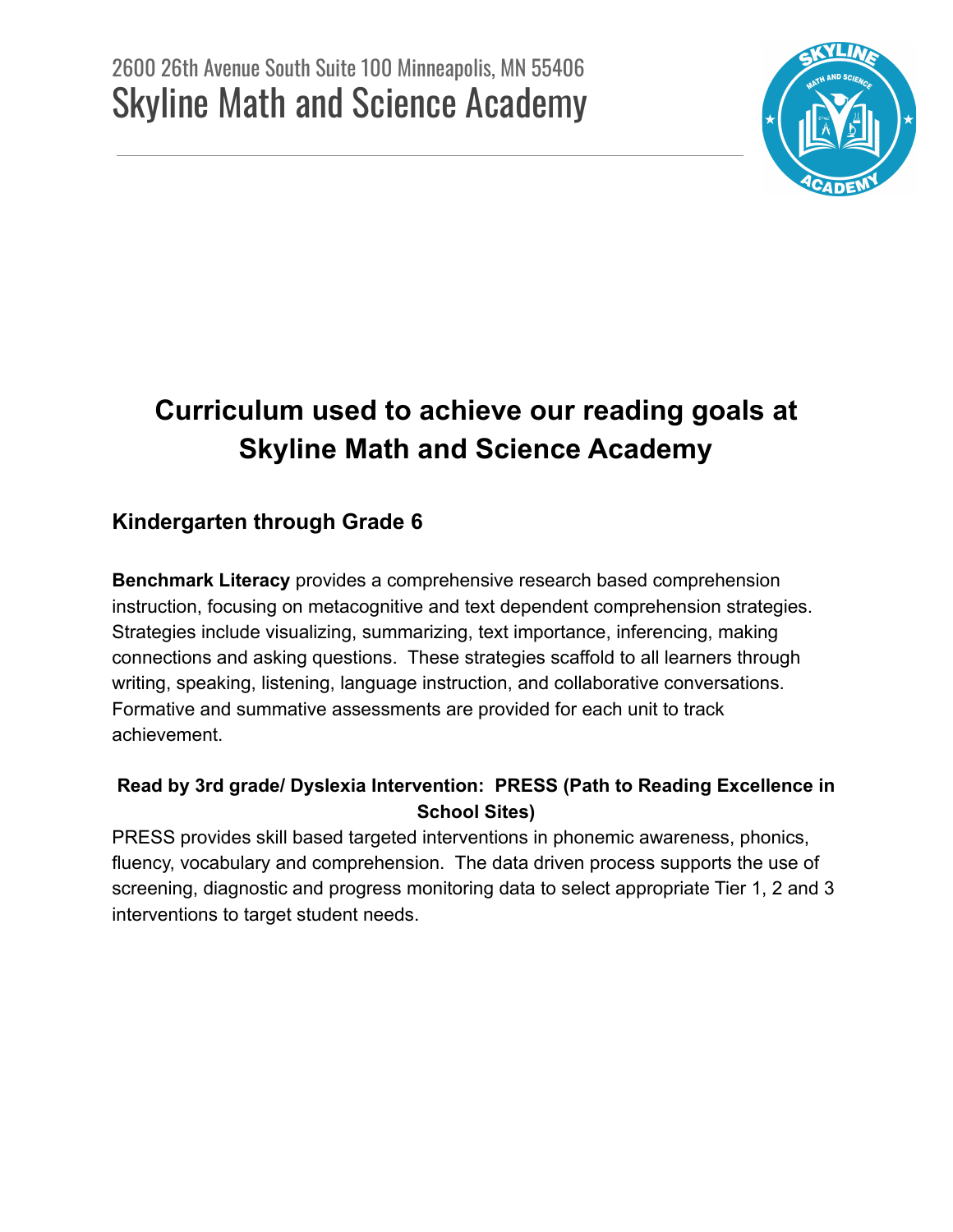2600 26th Avenue South Suite 100 Minneapolis, MN 55406

Skyline Math and Science Academy

# Curriculum used to achieve our reading goals at Skyline Math and Science Academy

## Kindergarten through Grade 6

**Benchmark Literacy** provides a comprehensive research based comprehension instruction, focusing on metacognitive and text dependent comprehension strategies. Strategies include visualizing, summarizing, text importance, inferencing, making connections and asking questions. These strategies scaffold to all learners through writing, speaking, listening, language instruction, and collaborative conversations. Formative and summative assessments are provided for each unit to track achievement.

### Read by 3rd grade/ Dyslexia Intervention: PRESS (Path to Reading Excellence in School Sites)

PRESS provides skill based targeted interventions in phonemic awareness, phonics, fluency, vocabulary and comprehension. The data driven process supports the use of screening, diagnostic and progress monitoring data to select appropriate Tier 1, 2 and 3 interventions to target student needs.